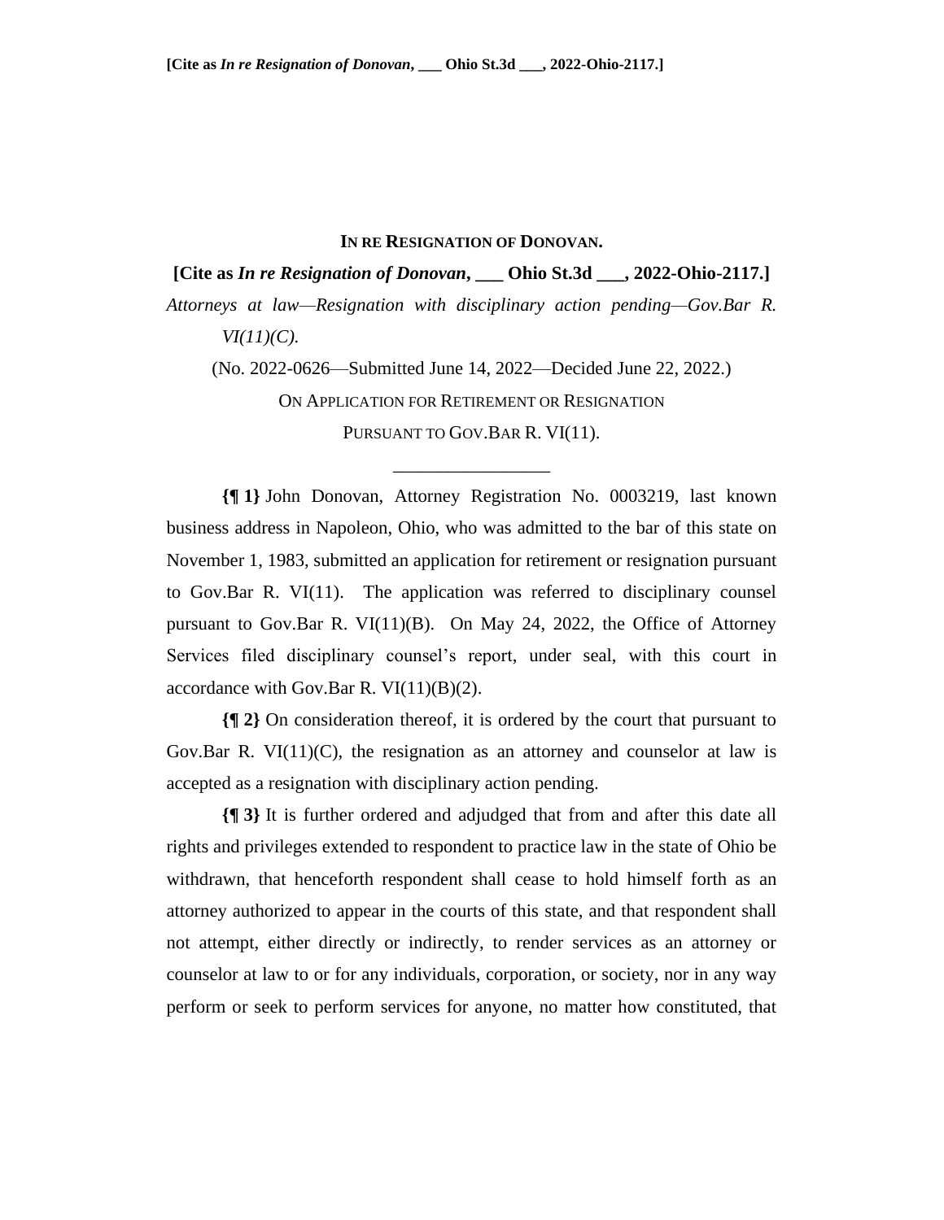**IN RE RESIGNATION OF DONOVAN.**

**[Cite as *In re Resignation of Donovan*, ___ Ohio St.3d ___, 2022-Ohio-2117.]**

*Attorneys at law—Resignation with disciplinary action pending—Gov.Bar R. VI(11)(C).*

(No. 2022-0626—Submitted June 14, 2022—Decided June 22, 2022.)

ON APPLICATION FOR RETIREMENT OR RESIGNATION PURSUANT TO GOV.BAR R. VI(11).

\_\_\_\_\_\_\_\_\_\_\_\_\_\_\_\_\_

**{¶ 1}** John Donovan, Attorney Registration No. 0003219, last known business address in Napoleon, Ohio, who was admitted to the bar of this state on November 1, 1983, submitted an application for retirement or resignation pursuant to Gov.Bar R. VI(11). The application was referred to disciplinary counsel pursuant to Gov.Bar R. VI(11)(B). On May 24, 2022, the Office of Attorney Services filed disciplinary counsel's report, under seal, with this court in accordance with Gov.Bar R. VI(11)(B)(2).

**{¶ 2}** On consideration thereof, it is ordered by the court that pursuant to Gov.Bar R. VI(11)(C), the resignation as an attorney and counselor at law is accepted as a resignation with disciplinary action pending.

**{¶ 3}** It is further ordered and adjudged that from and after this date all rights and privileges extended to respondent to practice law in the state of Ohio be withdrawn, that henceforth respondent shall cease to hold himself forth as an attorney authorized to appear in the courts of this state, and that respondent shall not attempt, either directly or indirectly, to render services as an attorney or counselor at law to or for any individuals, corporation, or society, nor in any way perform or seek to perform services for anyone, no matter how constituted, that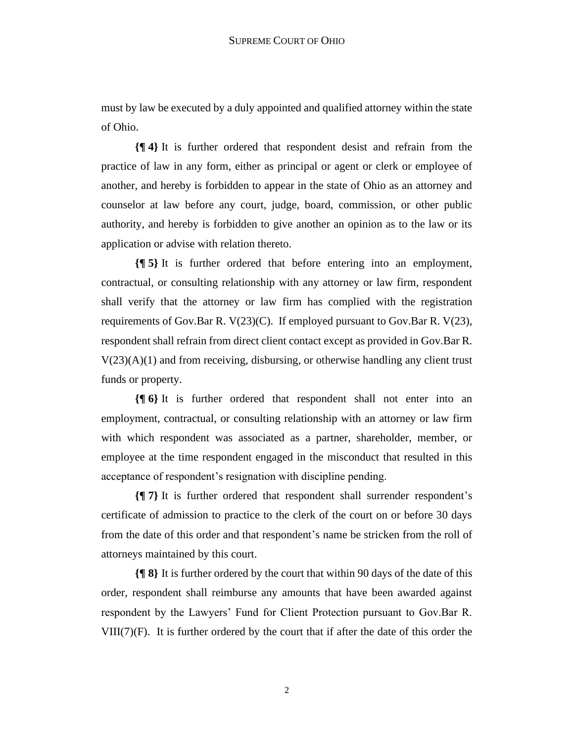must by law be executed by a duly appointed and qualified attorney within the state of Ohio.

**{¶ 4}** It is further ordered that respondent desist and refrain from the practice of law in any form, either as principal or agent or clerk or employee of another, and hereby is forbidden to appear in the state of Ohio as an attorney and counselor at law before any court, judge, board, commission, or other public authority, and hereby is forbidden to give another an opinion as to the law or its application or advise with relation thereto.

**{¶ 5}** It is further ordered that before entering into an employment, contractual, or consulting relationship with any attorney or law firm, respondent shall verify that the attorney or law firm has complied with the registration requirements of Gov.Bar R. V(23)(C). If employed pursuant to Gov.Bar R. V(23), respondent shall refrain from direct client contact except as provided in Gov.Bar R. V(23)(A)(1) and from receiving, disbursing, or otherwise handling any client trust funds or property.

**{¶ 6}** It is further ordered that respondent shall not enter into an employment, contractual, or consulting relationship with an attorney or law firm with which respondent was associated as a partner, shareholder, member, or employee at the time respondent engaged in the misconduct that resulted in this acceptance of respondent's resignation with discipline pending.

**{¶ 7}** It is further ordered that respondent shall surrender respondent's certificate of admission to practice to the clerk of the court on or before 30 days from the date of this order and that respondent's name be stricken from the roll of attorneys maintained by this court.

**{¶ 8}** It is further ordered by the court that within 90 days of the date of this order, respondent shall reimburse any amounts that have been awarded against respondent by the Lawyers' Fund for Client Protection pursuant to Gov.Bar R. VIII(7)(F). It is further ordered by the court that if after the date of this order the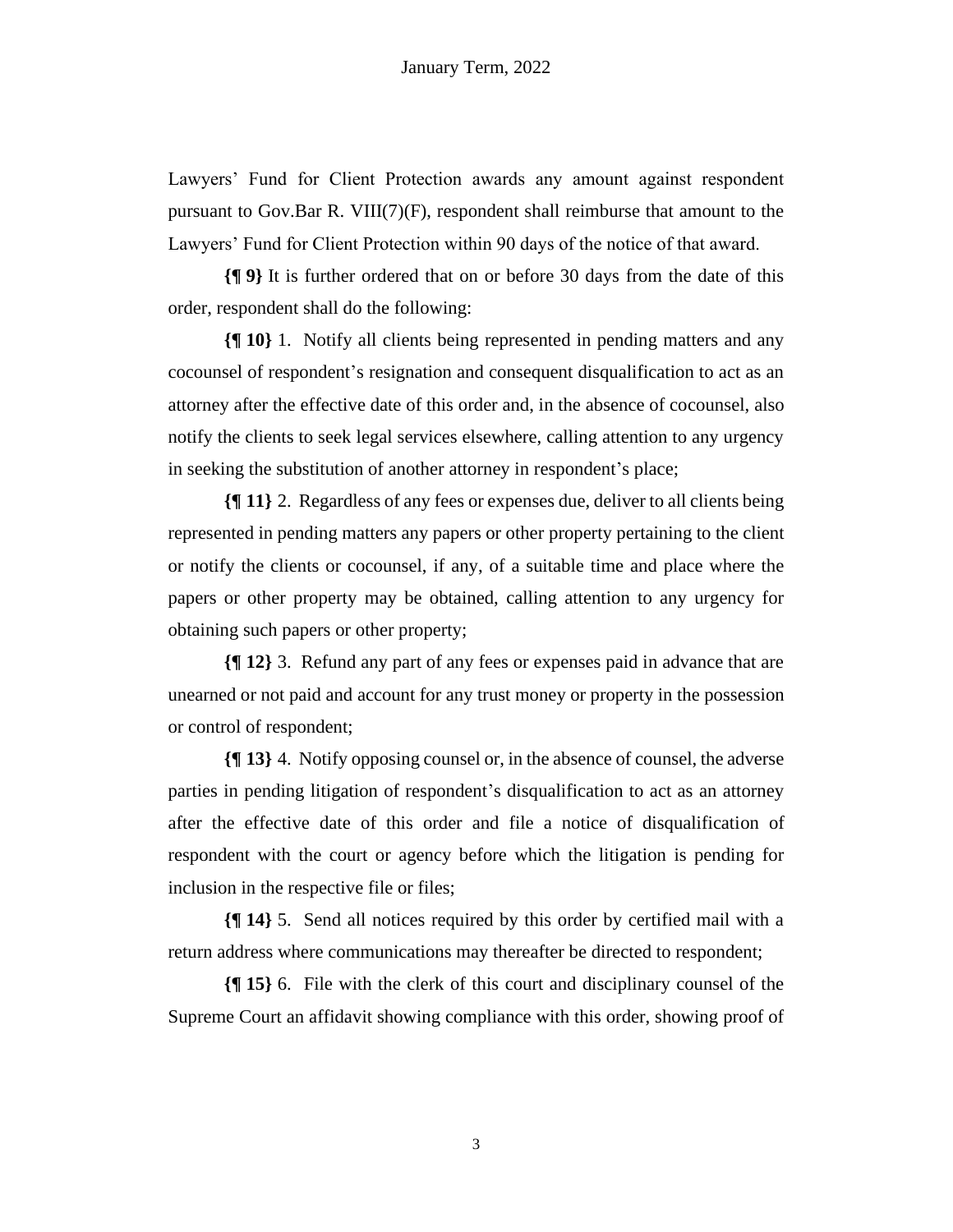Lawyers' Fund for Client Protection awards any amount against respondent pursuant to Gov.Bar R. VIII(7)(F), respondent shall reimburse that amount to the Lawyers' Fund for Client Protection within 90 days of the notice of that award.

**{¶ 9}** It is further ordered that on or before 30 days from the date of this order, respondent shall do the following:

**{¶ 10}** 1. Notify all clients being represented in pending matters and any cocounsel of respondent's resignation and consequent disqualification to act as an attorney after the effective date of this order and, in the absence of cocounsel, also notify the clients to seek legal services elsewhere, calling attention to any urgency in seeking the substitution of another attorney in respondent's place;

**{¶ 11}** 2. Regardless of any fees or expenses due, deliver to all clients being represented in pending matters any papers or other property pertaining to the client or notify the clients or cocounsel, if any, of a suitable time and place where the papers or other property may be obtained, calling attention to any urgency for obtaining such papers or other property;

**{¶ 12}** 3. Refund any part of any fees or expenses paid in advance that are unearned or not paid and account for any trust money or property in the possession or control of respondent;

**{¶ 13}** 4. Notify opposing counsel or, in the absence of counsel, the adverse parties in pending litigation of respondent's disqualification to act as an attorney after the effective date of this order and file a notice of disqualification of respondent with the court or agency before which the litigation is pending for inclusion in the respective file or files;

**{¶ 14}** 5. Send all notices required by this order by certified mail with a return address where communications may thereafter be directed to respondent;

**{¶ 15}** 6. File with the clerk of this court and disciplinary counsel of the Supreme Court an affidavit showing compliance with this order, showing proof of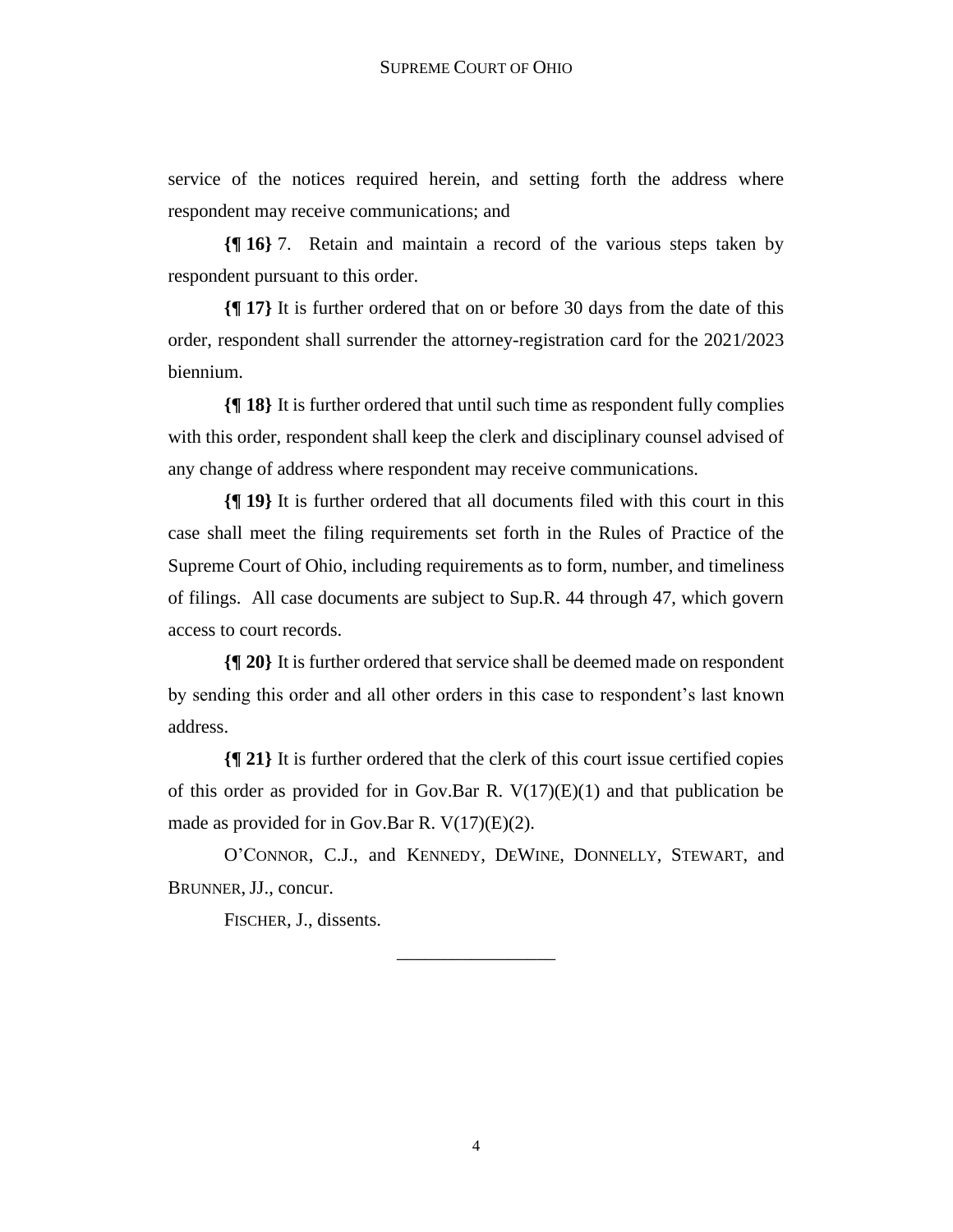service of the notices required herein, and setting forth the address where respondent may receive communications; and

**{¶ 16}** 7. Retain and maintain a record of the various steps taken by respondent pursuant to this order.

**{¶ 17}** It is further ordered that on or before 30 days from the date of this order, respondent shall surrender the attorney-registration card for the 2021/2023 biennium.

**{¶ 18}** It is further ordered that until such time as respondent fully complies with this order, respondent shall keep the clerk and disciplinary counsel advised of any change of address where respondent may receive communications.

**{¶ 19}** It is further ordered that all documents filed with this court in this case shall meet the filing requirements set forth in the Rules of Practice of the Supreme Court of Ohio, including requirements as to form, number, and timeliness of filings. All case documents are subject to Sup.R. 44 through 47, which govern access to court records.

**{¶ 20}** It is further ordered that service shall be deemed made on respondent by sending this order and all other orders in this case to respondent's last known address.

**{¶ 21}** It is further ordered that the clerk of this court issue certified copies of this order as provided for in Gov.Bar R. V(17)(E)(1) and that publication be made as provided for in Gov.Bar R. V(17)(E)(2).

O'CONNOR, C.J., and KENNEDY, DEWINE, DONNELLY, STEWART, and BRUNNER, JJ., concur.

FISCHER, J., dissents.

_________________